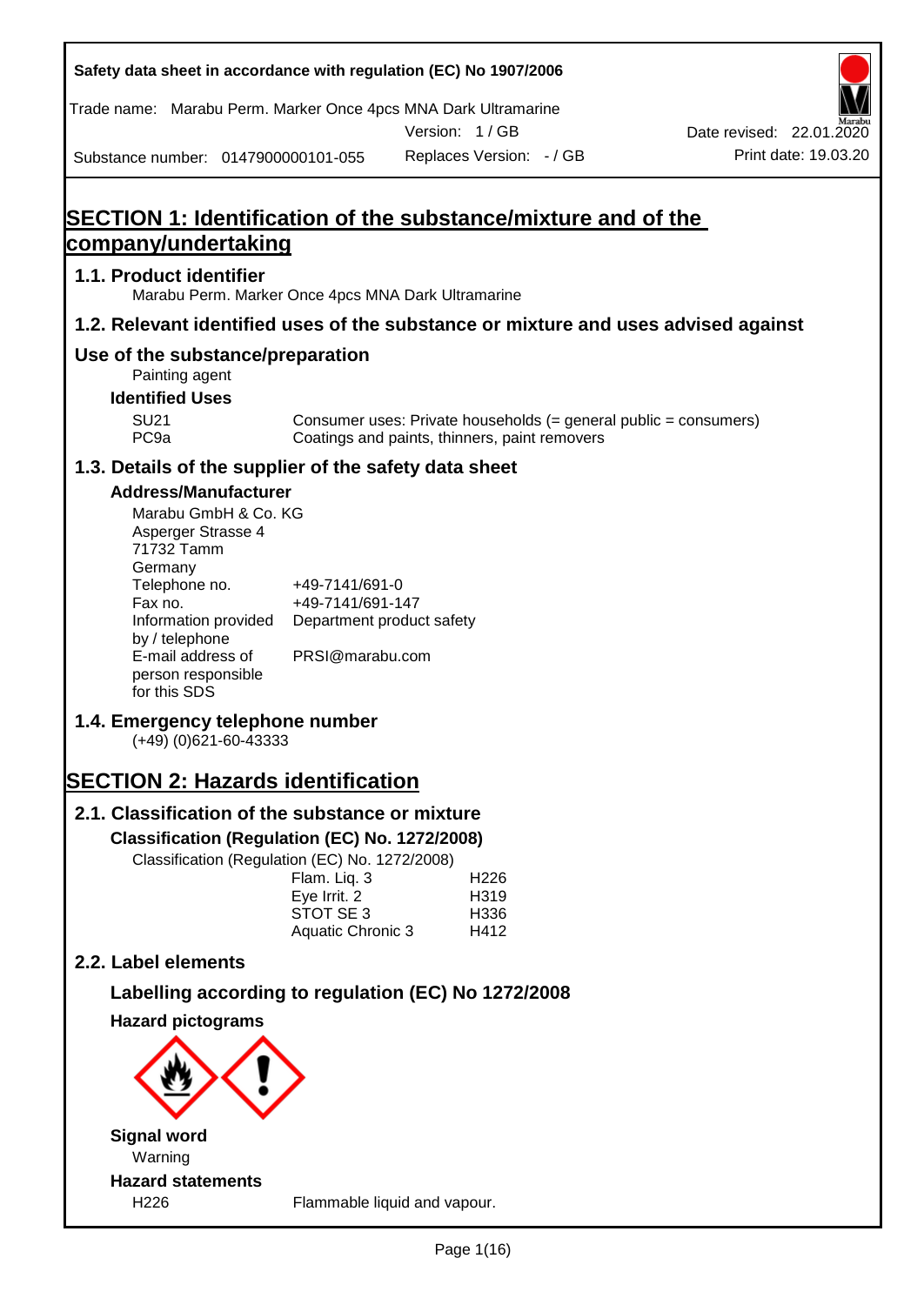Safety data sheet in accordance with regulation (EC) No 1907/2006

Trade name: Marabu Perm. Marker Once 4pcs MNA Dark Ultramarine

Version: 1 / GB

Date revised: 22.01.2020

Substance number: 0147900000101-055

Replaces Version: - / GB

Print date: 19.03.20

# SECTION 1: Identification of the substance/mixture and of the company/undertaking

## 1.1. Product identifier

Marabu Perm. Marker Once 4pcs MNA Dark Ultramarine

## 1.2. Relevant identified uses of the substance or mixture and uses advised against

### Use of the substance/preparation

Painting agent

**Identified Uses**

| | |
|---|---|
| SU21 | Consumer uses: Private households (= general public = consumers) |
| PC9a | Coatings and paints, thinners, paint removers |

## 1.3. Details of the supplier of the safety data sheet

**Address/Manufacturer**

Marabu GmbH & Co. KG
Asperger Strasse 4
71732 Tamm
Germany

| | |
|---|---|
| Telephone no. | +49-7141/691-0 |
| Fax no. | +49-7141/691-147 |
| Information provided by / telephone | Department product safety |
| E-mail address of person responsible for this SDS | PRSI@marabu.com |

## 1.4. Emergency telephone number

(+49) (0)621-60-43333

# SECTION 2: Hazards identification

## 2.1. Classification of the substance or mixture

**Classification (Regulation (EC) No. 1272/2008)**

Classification (Regulation (EC) No. 1272/2008)

| | |
|---|---|
| Flam. Liq. 3 | H226 |
| Eye Irrit. 2 | H319 |
| STOT SE 3 | H336 |
| Aquatic Chronic 3 | H412 |

## 2.2. Label elements

**Labelling according to regulation (EC) No 1272/2008**

**Hazard pictograms**

**Signal word**

Warning

**Hazard statements**

| | |
|---|---|
| H226 | Flammable liquid and vapour. |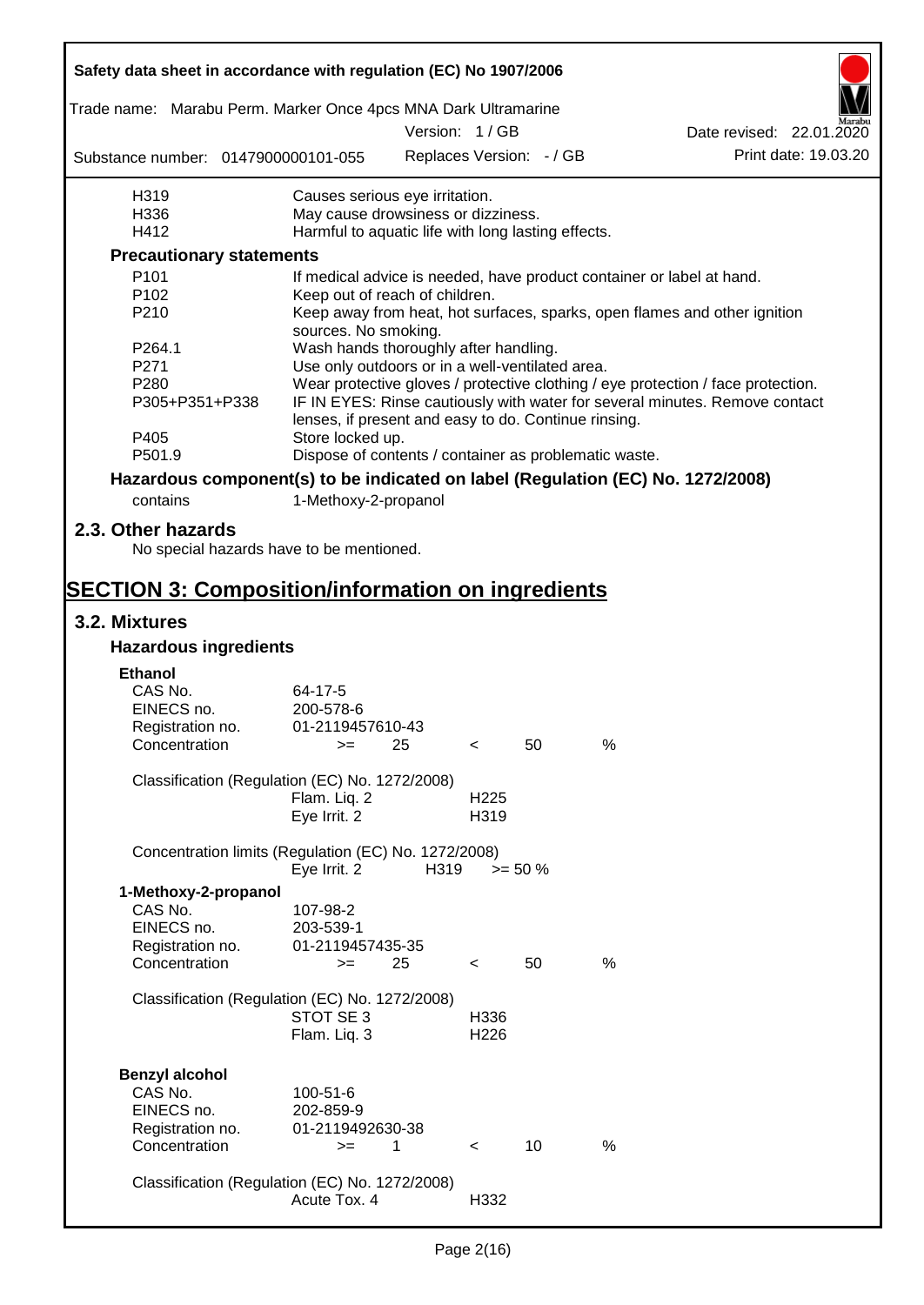| | |
|---|---|
| H319 | Causes serious eye irritation. |
| H336 | May cause drowsiness or dizziness. |
| H412 | Harmful to aquatic life with long lasting effects. |

**Precautionary statements**

| | |
|---|---|
| P101 | If medical advice is needed, have product container or label at hand. |
| P102 | Keep out of reach of children. |
| P210 | Keep away from heat, hot surfaces, sparks, open flames and other ignition sources. No smoking. |
| P264.1 | Wash hands thoroughly after handling. |
| P271 | Use only outdoors or in a well-ventilated area. |
| P280 | Wear protective gloves / protective clothing / eye protection / face protection. |
| P305+P351+P338 | IF IN EYES: Rinse cautiously with water for several minutes. Remove contact lenses, if present and easy to do. Continue rinsing. |
| P405 | Store locked up. |
| P501.9 | Dispose of contents / container as problematic waste. |

**Hazardous component(s) to be indicated on label (Regulation (EC) No. 1272/2008)**

contains 1-Methoxy-2-propanol

## 2.3. Other hazards

No special hazards have to be mentioned.

# SECTION 3: Composition/information on ingredients

## 3.2. Mixtures

### Hazardous ingredients

**Ethanol**

| | |
|---|---|
| CAS No. | 64-17-5 |
| EINECS no. | 200-578-6 |
| Registration no. | 01-2119457610-43 |
| Concentration | >= 25 < 50 % |

Classification (Regulation (EC) No. 1272/2008)

| | |
|---|---|
| Flam. Liq. 2 | H225 |
| Eye Irrit. 2 | H319 |

Concentration limits (Regulation (EC) No. 1272/2008)

| | | |
|---|---|---|
| Eye Irrit. 2 | H319 | >= 50 % |

**1-Methoxy-2-propanol**

| | |
|---|---|
| CAS No. | 107-98-2 |
| EINECS no. | 203-539-1 |
| Registration no. | 01-2119457435-35 |
| Concentration | >= 25 < 50 % |

Classification (Regulation (EC) No. 1272/2008)

| | |
|---|---|
| STOT SE 3 | H336 |
| Flam. Liq. 3 | H226 |

**Benzyl alcohol**

| | |
|---|---|
| CAS No. | 100-51-6 |
| EINECS no. | 202-859-9 |
| Registration no. | 01-2119492630-38 |
| Concentration | >= 1 < 10 % |

Classification (Regulation (EC) No. 1272/2008)

| | |
|---|---|
| Acute Tox. 4 | H332 |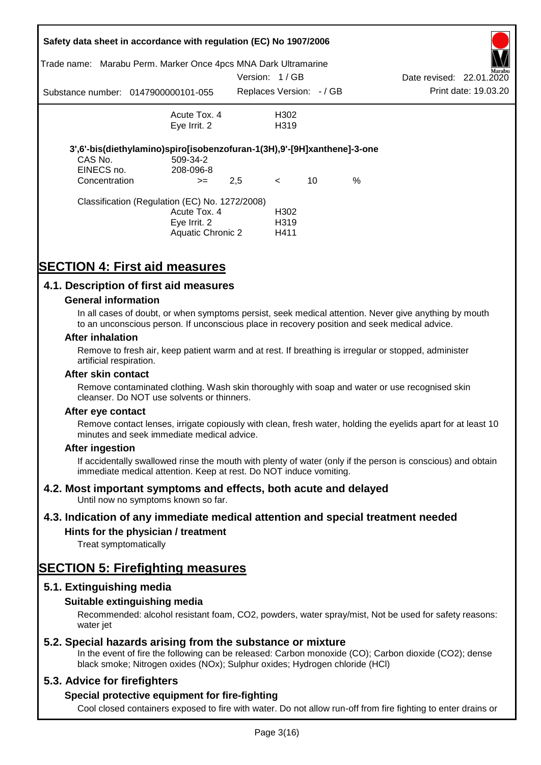| | | |
|---|---|---|
| | Acute Tox. 4 | H302 |
| | Eye Irrit. 2 | H319 |

**3',6'-bis(diethylamino)spiro[isobenzofuran-1(3H),9'-[9H]xanthene]-3-one**

| | | | | | |
|---|---|---|---|---|---|
| CAS No. | 509-34-2 | | | | |
| EINECS no. | 208-096-8 | | | | |
| Concentration | >= | 2,5 | < | 10 | % |

Classification (Regulation (EC) No. 1272/2008)

| | |
|---|---|
| Acute Tox. 4 | H302 |
| Eye Irrit. 2 | H319 |
| Aquatic Chronic 2 | H411 |

# SECTION 4: First aid measures

## 4.1. Description of first aid measures

### General information

In all cases of doubt, or when symptoms persist, seek medical attention. Never give anything by mouth to an unconscious person. If unconscious place in recovery position and seek medical advice.

### After inhalation

Remove to fresh air, keep patient warm and at rest. If breathing is irregular or stopped, administer artificial respiration.

### After skin contact

Remove contaminated clothing. Wash skin thoroughly with soap and water or use recognised skin cleanser. Do NOT use solvents or thinners.

### After eye contact

Remove contact lenses, irrigate copiously with clean, fresh water, holding the eyelids apart for at least 10 minutes and seek immediate medical advice.

### After ingestion

If accidentally swallowed rinse the mouth with plenty of water (only if the person is conscious) and obtain immediate medical attention. Keep at rest. Do NOT induce vomiting.

## 4.2. Most important symptoms and effects, both acute and delayed

Until now no symptoms known so far.

## 4.3. Indication of any immediate medical attention and special treatment needed

### Hints for the physician / treatment

Treat symptomatically

# SECTION 5: Firefighting measures

## 5.1. Extinguishing media

### Suitable extinguishing media

Recommended: alcohol resistant foam, $CO_2$, powders, water spray/mist, Not be used for safety reasons: water jet

## 5.2. Special hazards arising from the substance or mixture

In the event of fire the following can be released: Carbon monoxide (CO); Carbon dioxide ($CO_2$); dense black smoke; Nitrogen oxides ($NO_x$); Sulphur oxides; Hydrogen chloride (HCl)

## 5.3. Advice for firefighters

### Special protective equipment for fire-fighting

Cool closed containers exposed to fire with water. Do not allow run-off from fire fighting to enter drains or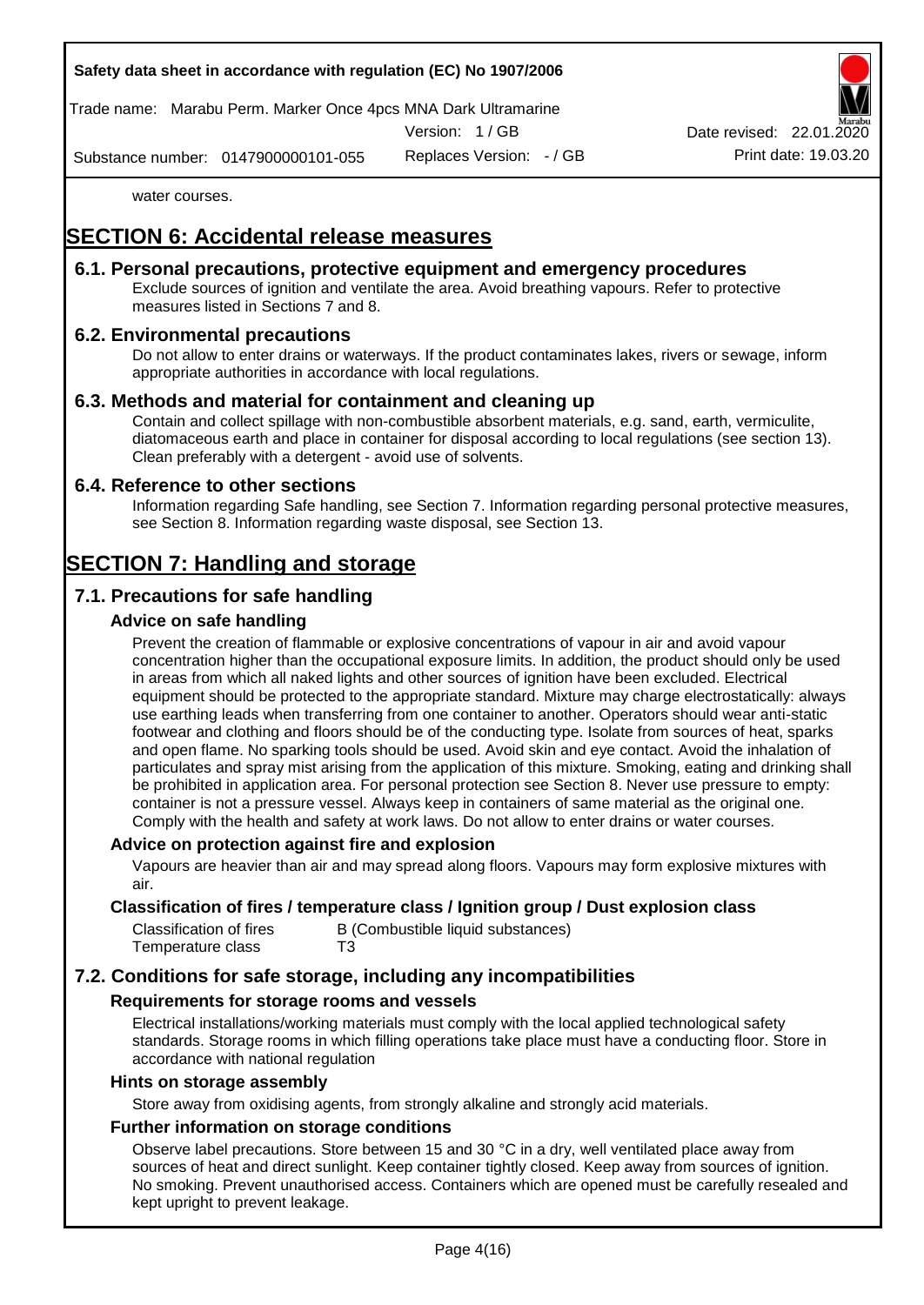water courses.

# SECTION 6: Accidental release measures

## 6.1. Personal precautions, protective equipment and emergency procedures

Exclude sources of ignition and ventilate the area. Avoid breathing vapours. Refer to protective measures listed in Sections 7 and 8.

## 6.2. Environmental precautions

Do not allow to enter drains or waterways. If the product contaminates lakes, rivers or sewage, inform appropriate authorities in accordance with local regulations.

## 6.3. Methods and material for containment and cleaning up

Contain and collect spillage with non-combustible absorbent materials, e.g. sand, earth, vermiculite, diatomaceous earth and place in container for disposal according to local regulations (see section 13). Clean preferably with a detergent - avoid use of solvents.

## 6.4. Reference to other sections

Information regarding Safe handling, see Section 7. Information regarding personal protective measures, see Section 8. Information regarding waste disposal, see Section 13.

# SECTION 7: Handling and storage

## 7.1. Precautions for safe handling

### Advice on safe handling

Prevent the creation of flammable or explosive concentrations of vapour in air and avoid vapour concentration higher than the occupational exposure limits. In addition, the product should only be used in areas from which all naked lights and other sources of ignition have been excluded. Electrical equipment should be protected to the appropriate standard. Mixture may charge electrostatically: always use earthing leads when transferring from one container to another. Operators should wear anti-static footwear and clothing and floors should be of the conducting type. Isolate from sources of heat, sparks and open flame. No sparking tools should be used. Avoid skin and eye contact. Avoid the inhalation of particulates and spray mist arising from the application of this mixture. Smoking, eating and drinking shall be prohibited in application area. For personal protection see Section 8. Never use pressure to empty: container is not a pressure vessel. Always keep in containers of same material as the original one. Comply with the health and safety at work laws. Do not allow to enter drains or water courses.

### Advice on protection against fire and explosion

Vapours are heavier than air and may spread along floors. Vapours may form explosive mixtures with air.

### Classification of fires / temperature class / Ignition group / Dust explosion class

| | |
|---|---|
| Classification of fires | B (Combustible liquid substances) |
| Temperature class | T3 |

## 7.2. Conditions for safe storage, including any incompatibilities

### Requirements for storage rooms and vessels

Electrical installations/working materials must comply with the local applied technological safety standards. Storage rooms in which filling operations take place must have a conducting floor. Store in accordance with national regulation

### Hints on storage assembly

Store away from oxidising agents, from strongly alkaline and strongly acid materials.

### Further information on storage conditions

Observe label precautions. Store between 15 and 30 °C in a dry, well ventilated place away from sources of heat and direct sunlight. Keep container tightly closed. Keep away from sources of ignition. No smoking. Prevent unauthorised access. Containers which are opened must be carefully resealed and kept upright to prevent leakage.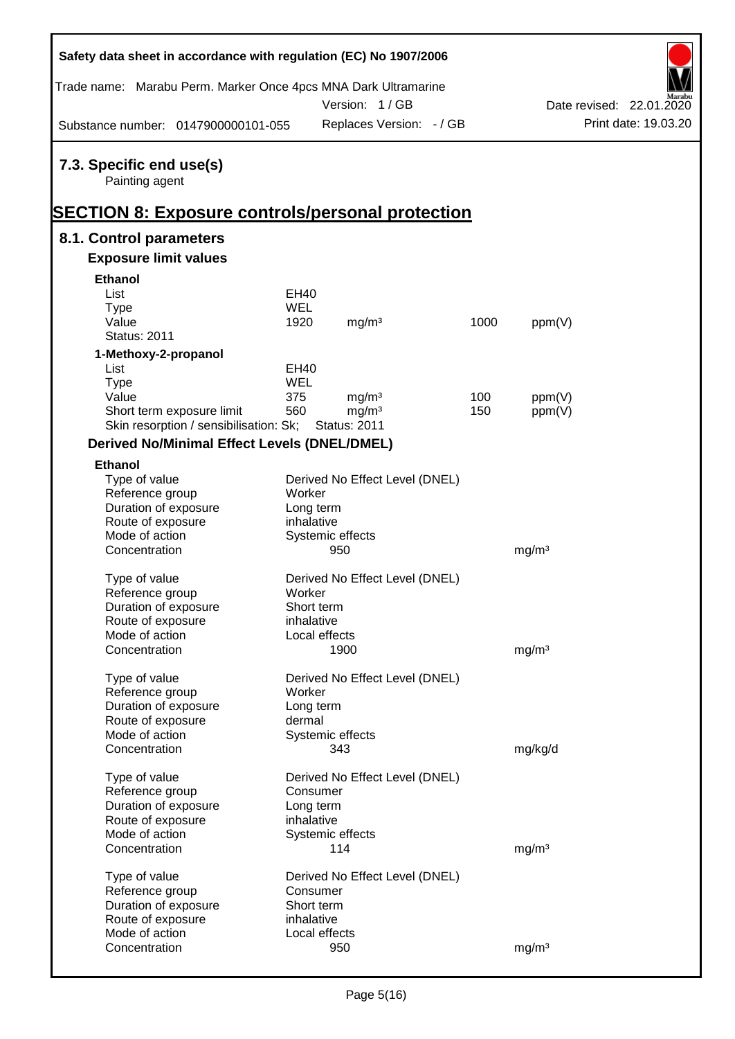## 7.3. Specific end use(s)

Painting agent

# SECTION 8: Exposure controls/personal protection

## 8.1. Control parameters

### Exposure limit values

**Ethanol**

| | | | | |
|---|---|---|---|---|
| List | EH40 | | | |
| Type | WEL | | | |
| Value | 1920 | mg/m³ | 1000 | ppm(V) |
| Status: 2011 | | | | |

**1-Methoxy-2-propanol**

| | | | | |
|---|---|---|---|---|
| List | EH40 | | | |
| Type | WEL | | | |
| Value | 375 | mg/m³ | 100 | ppm(V) |
| Short term exposure limit | 560 | mg/m³ | 150 | ppm(V) |
| Skin resorption / sensibilisation: Sk; | Status: 2011 | | | |

### Derived No/Minimal Effect Levels (DNEL/DMEL)

**Ethanol**

| | | |
|---|---|---|
| Type of value | Derived No Effect Level (DNEL) | |
| Reference group | Worker | |
| Duration of exposure | Long term | |
| Route of exposure | inhalative | |
| Mode of action | Systemic effects | |
| Concentration | 950 | mg/m³ |

| | | |
|---|---|---|
| Type of value | Derived No Effect Level (DNEL) | |
| Reference group | Worker | |
| Duration of exposure | Short term | |
| Route of exposure | inhalative | |
| Mode of action | Local effects | |
| Concentration | 1900 | mg/m³ |

| | | |
|---|---|---|
| Type of value | Derived No Effect Level (DNEL) | |
| Reference group | Worker | |
| Duration of exposure | Long term | |
| Route of exposure | dermal | |
| Mode of action | Systemic effects | |
| Concentration | 343 | mg/kg/d |

| | | |
|---|---|---|
| Type of value | Derived No Effect Level (DNEL) | |
| Reference group | Consumer | |
| Duration of exposure | Long term | |
| Route of exposure | inhalative | |
| Mode of action | Systemic effects | |
| Concentration | 114 | mg/m³ |

| | | |
|---|---|---|
| Type of value | Derived No Effect Level (DNEL) | |
| Reference group | Consumer | |
| Duration of exposure | Short term | |
| Route of exposure | inhalative | |
| Mode of action | Local effects | |
| Concentration | 950 | mg/m³ |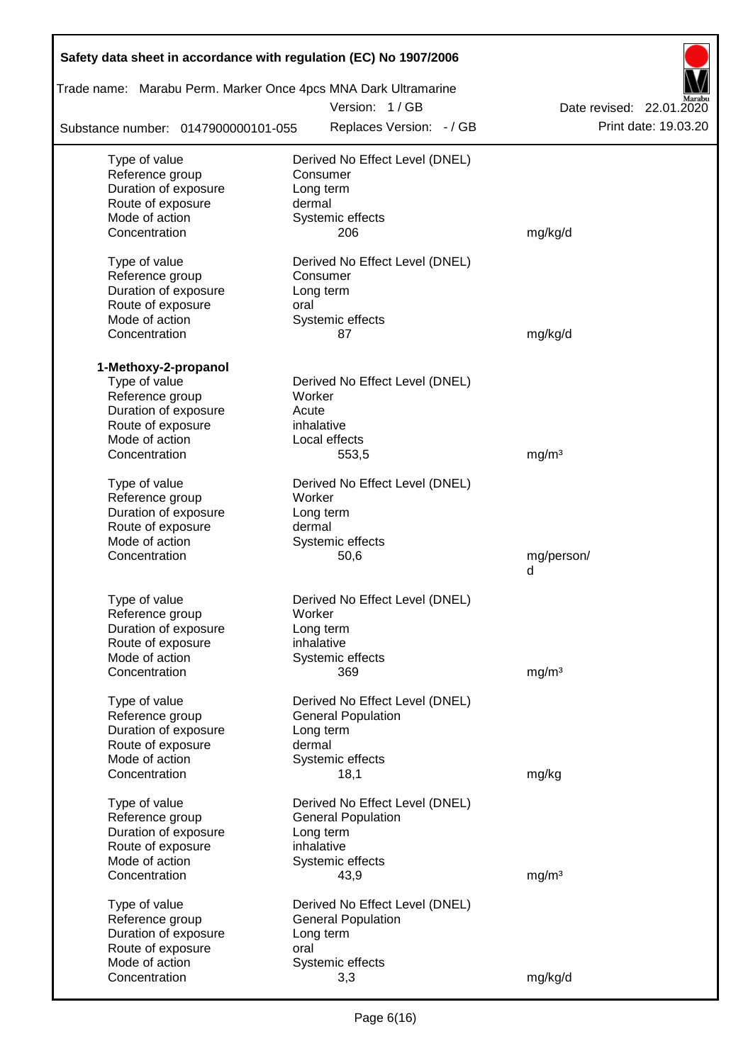| | | |
|---|---|---|
| Type of value | Derived No Effect Level (DNEL) | |
| Reference group | Consumer | |
| Duration of exposure | Long term | |
| Route of exposure | dermal | |
| Mode of action | Systemic effects | |
| Concentration | 206 | mg/kg/d |

| | | |
|---|---|---|
| Type of value | Derived No Effect Level (DNEL) | |
| Reference group | Consumer | |
| Duration of exposure | Long term | |
| Route of exposure | oral | |
| Mode of action | Systemic effects | |
| Concentration | 87 | mg/kg/d |

**1-Methoxy-2-propanol**

| | | |
|---|---|---|
| Type of value | Derived No Effect Level (DNEL) | |
| Reference group | Worker | |
| Duration of exposure | Acute | |
| Route of exposure | inhalative | |
| Mode of action | Local effects | |
| Concentration | 553,5 | mg/m³ |

| | | |
|---|---|---|
| Type of value | Derived No Effect Level (DNEL) | |
| Reference group | Worker | |
| Duration of exposure | Long term | |
| Route of exposure | dermal | |
| Mode of action | Systemic effects | |
| Concentration | 50,6 | mg/person/d |

| | | |
|---|---|---|
| Type of value | Derived No Effect Level (DNEL) | |
| Reference group | Worker | |
| Duration of exposure | Long term | |
| Route of exposure | inhalative | |
| Mode of action | Systemic effects | |
| Concentration | 369 | mg/m³ |

| | | |
|---|---|---|
| Type of value | Derived No Effect Level (DNEL) | |
| Reference group | General Population | |
| Duration of exposure | Long term | |
| Route of exposure | dermal | |
| Mode of action | Systemic effects | |
| Concentration | 18,1 | mg/kg |

| | | |
|---|---|---|
| Type of value | Derived No Effect Level (DNEL) | |
| Reference group | General Population | |
| Duration of exposure | Long term | |
| Route of exposure | inhalative | |
| Mode of action | Systemic effects | |
| Concentration | 43,9 | mg/m³ |

| | | |
|---|---|---|
| Type of value | Derived No Effect Level (DNEL) | |
| Reference group | General Population | |
| Duration of exposure | Long term | |
| Route of exposure | oral | |
| Mode of action | Systemic effects | |
| Concentration | 3,3 | mg/kg/d |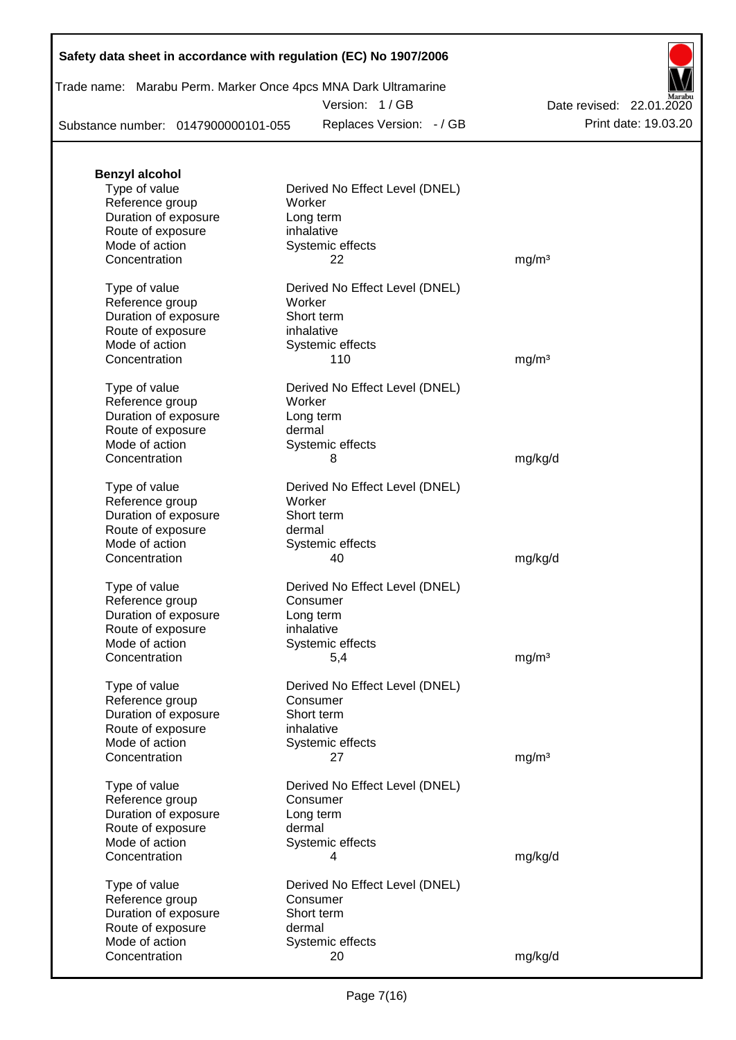**Benzyl alcohol**

| | | |
|---|---|---|
| Type of value | Derived No Effect Level (DNEL) | |
| Reference group | Worker | |
| Duration of exposure | Long term | |
| Route of exposure | inhalative | |
| Mode of action | Systemic effects | |
| Concentration | 22 | mg/m³ |

| | | |
|---|---|---|
| Type of value | Derived No Effect Level (DNEL) | |
| Reference group | Worker | |
| Duration of exposure | Short term | |
| Route of exposure | inhalative | |
| Mode of action | Systemic effects | |
| Concentration | 110 | mg/m³ |

| | | |
|---|---|---|
| Type of value | Derived No Effect Level (DNEL) | |
| Reference group | Worker | |
| Duration of exposure | Long term | |
| Route of exposure | dermal | |
| Mode of action | Systemic effects | |
| Concentration | 8 | mg/kg/d |

| | | |
|---|---|---|
| Type of value | Derived No Effect Level (DNEL) | |
| Reference group | Worker | |
| Duration of exposure | Short term | |
| Route of exposure | dermal | |
| Mode of action | Systemic effects | |
| Concentration | 40 | mg/kg/d |

| | | |
|---|---|---|
| Type of value | Derived No Effect Level (DNEL) | |
| Reference group | Consumer | |
| Duration of exposure | Long term | |
| Route of exposure | inhalative | |
| Mode of action | Systemic effects | |
| Concentration | 5,4 | mg/m³ |

| | | |
|---|---|---|
| Type of value | Derived No Effect Level (DNEL) | |
| Reference group | Consumer | |
| Duration of exposure | Short term | |
| Route of exposure | inhalative | |
| Mode of action | Systemic effects | |
| Concentration | 27 | mg/m³ |

| | | |
|---|---|---|
| Type of value | Derived No Effect Level (DNEL) | |
| Reference group | Consumer | |
| Duration of exposure | Long term | |
| Route of exposure | dermal | |
| Mode of action | Systemic effects | |
| Concentration | 4 | mg/kg/d |

| | | |
|---|---|---|
| Type of value | Derived No Effect Level (DNEL) | |
| Reference group | Consumer | |
| Duration of exposure | Short term | |
| Route of exposure | dermal | |
| Mode of action | Systemic effects | |
| Concentration | 20 | mg/kg/d |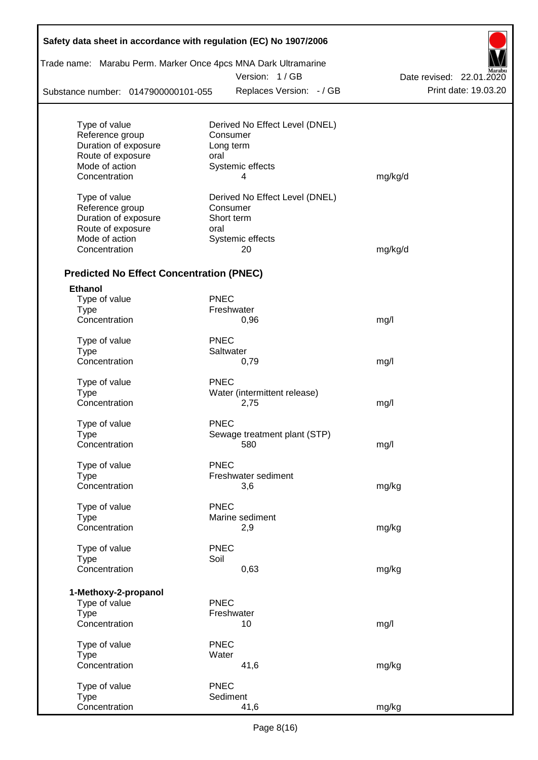| | | |
|---|---|---|
| Type of value | Derived No Effect Level (DNEL) | |
| Reference group | Consumer | |
| Duration of exposure | Long term | |
| Route of exposure | oral | |
| Mode of action | Systemic effects | |
| Concentration | 4 | mg/kg/d |
| | | |
| Type of value | Derived No Effect Level (DNEL) | |
| Reference group | Consumer | |
| Duration of exposure | Short term | |
| Route of exposure | oral | |
| Mode of action | Systemic effects | |
| Concentration | 20 | mg/kg/d |

### Predicted No Effect Concentration (PNEC)

**Ethanol**

| | | |
|---|---|---|
| Type of value | PNEC | |
| Type | Freshwater | |
| Concentration | 0,96 | mg/l |
| | | |
| Type of value | PNEC | |
| Type | Saltwater | |
| Concentration | 0,79 | mg/l |
| | | |
| Type of value | PNEC | |
| Type | Water (intermittent release) | |
| Concentration | 2,75 | mg/l |
| | | |
| Type of value | PNEC | |
| Type | Sewage treatment plant (STP) | |
| Concentration | 580 | mg/l |
| | | |
| Type of value | PNEC | |
| Type | Freshwater sediment | |
| Concentration | 3,6 | mg/kg |
| | | |
| Type of value | PNEC | |
| Type | Marine sediment | |
| Concentration | 2,9 | mg/kg |
| | | |
| Type of value | PNEC | |
| Type | Soil | |
| Concentration | 0,63 | mg/kg |

**1-Methoxy-2-propanol**

| | | |
|---|---|---|
| Type of value | PNEC | |
| Type | Freshwater | |
| Concentration | 10 | mg/l |
| | | |
| Type of value | PNEC | |
| Type | Water | |
| Concentration | 41,6 | mg/kg |
| | | |
| Type of value | PNEC | |
| Type | Sediment | |
| Concentration | 41,6 | mg/kg |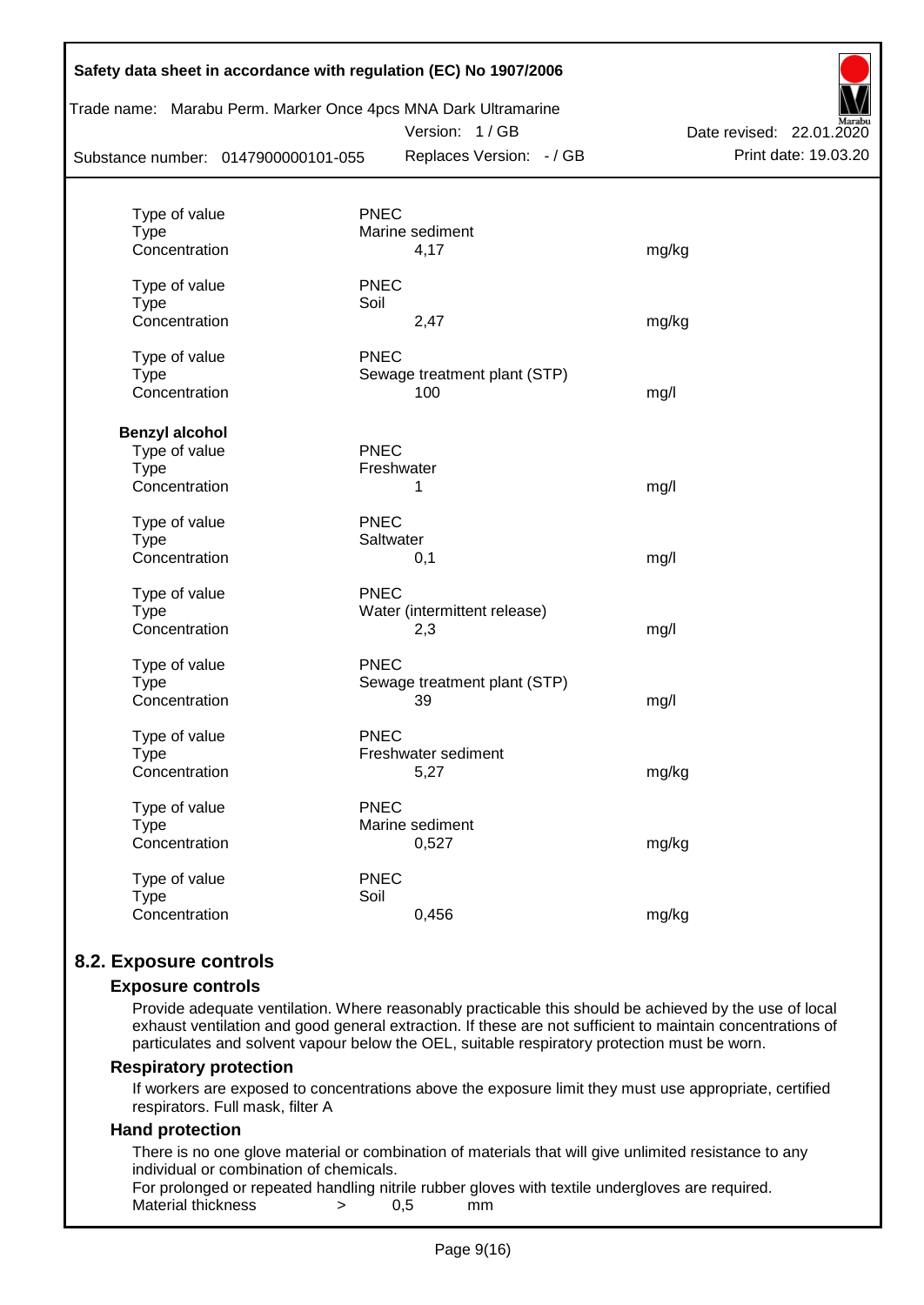| | | |
|---|---|---|
| Type of value | PNEC | |
| Type | Marine sediment | |
| Concentration | 4,17 | mg/kg |
| Type of value | PNEC | |
| Type | Soil | |
| Concentration | 2,47 | mg/kg |
| Type of value | PNEC | |
| Type | Sewage treatment plant (STP) | |
| Concentration | 100 | mg/l |

**Benzyl alcohol**

| | | |
|---|---|---|
| Type of value | PNEC | |
| Type | Freshwater | |
| Concentration | 1 | mg/l |
| Type of value | PNEC | |
| Type | Saltwater | |
| Concentration | 0,1 | mg/l |
| Type of value | PNEC | |
| Type | Water (intermittent release) | |
| Concentration | 2,3 | mg/l |
| Type of value | PNEC | |
| Type | Sewage treatment plant (STP) | |
| Concentration | 39 | mg/l |
| Type of value | PNEC | |
| Type | Freshwater sediment | |
| Concentration | 5,27 | mg/kg |
| Type of value | PNEC | |
| Type | Marine sediment | |
| Concentration | 0,527 | mg/kg |
| Type of value | PNEC | |
| Type | Soil | |
| Concentration | 0,456 | mg/kg |

## 8.2. Exposure controls

### Exposure controls

Provide adequate ventilation. Where reasonably practicable this should be achieved by the use of local exhaust ventilation and good general extraction. If these are not sufficient to maintain concentrations of particulates and solvent vapour below the OEL, suitable respiratory protection must be worn.

### Respiratory protection

If workers are exposed to concentrations above the exposure limit they must use appropriate, certified respirators. Full mask, filter A

### Hand protection

There is no one glove material or combination of materials that will give unlimited resistance to any individual or combination of chemicals.

For prolonged or repeated handling nitrile rubber gloves with textile undergloves are required.

Material thickness > 0,5 mm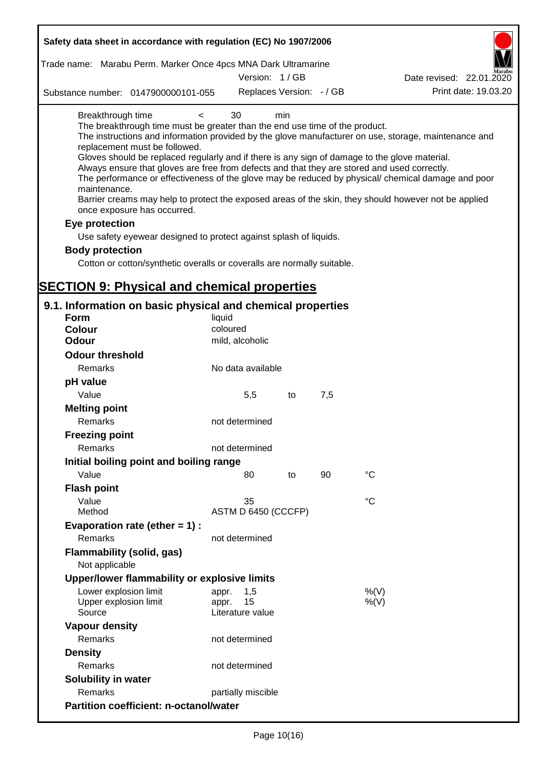Breakthrough time < 30 min

The breakthrough time must be greater than the end use time of the product.

The instructions and information provided by the glove manufacturer on use, storage, maintenance and replacement must be followed.

Gloves should be replaced regularly and if there is any sign of damage to the glove material.

Always ensure that gloves are free from defects and that they are stored and used correctly.

The performance or effectiveness of the glove may be reduced by physical/ chemical damage and poor maintenance.

Barrier creams may help to protect the exposed areas of the skin, they should however not be applied once exposure has occurred.

**Eye protection**

Use safety eyewear designed to protect against splash of liquids.

**Body protection**

Cotton or cotton/synthetic overalls or coveralls are normally suitable.

# SECTION 9: Physical and chemical properties

## 9.1. Information on basic physical and chemical properties

| | | | | |
|---|---|---|---|---|
| **Form** | liquid | | | |
| **Colour** | coloured | | | |
| **Odour** | mild, alcoholic | | | |
| **Odour threshold** | | | | |
| Remarks | No data available | | | |
| **pH value** | | | | |
| Value | 5,5 | to | 7,5 | |
| **Melting point** | | | | |
| Remarks | not determined | | | |
| **Freezing point** | | | | |
| Remarks | not determined | | | |
| **Initial boiling point and boiling range** | | | | |
| Value | 80 | to | 90 | °C |
| **Flash point** | | | | |
| Value | 35 | | | °C |
| Method | ASTM D 6450 (CCCFP) | | | |
| **Evaporation rate (ether = 1) :** | | | | |
| Remarks | not determined | | | |
| **Flammability (solid, gas)** | | | | |
| Not applicable | | | | |
| **Upper/lower flammability or explosive limits** | | | | |
| Lower explosion limit | appr. 1,5 | | | %(V) |
| Upper explosion limit | appr. 15 | | | %(V) |
| Source | Literature value | | | |
| **Vapour density** | | | | |
| Remarks | not determined | | | |
| **Density** | | | | |
| Remarks | not determined | | | |
| **Solubility in water** | | | | |
| Remarks | partially miscible | | | |
| **Partition coefficient: n-octanol/water** | | | | |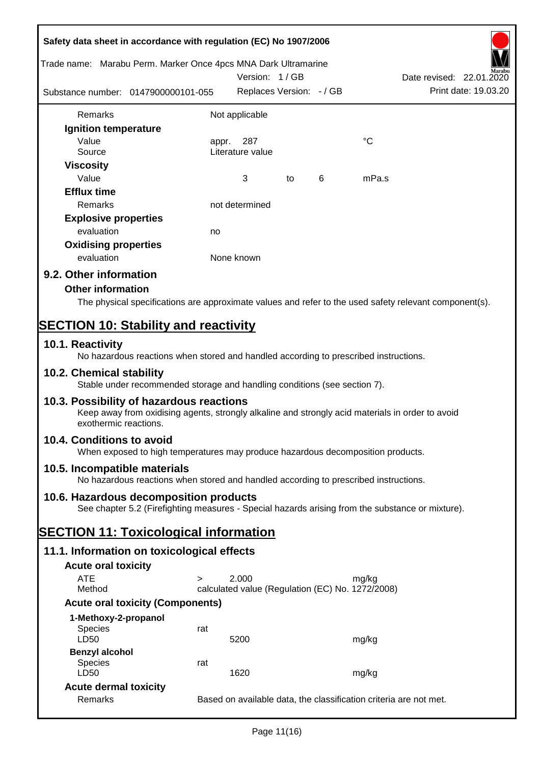| | | | | | |
|---|---|---|---|---|---|
| Remarks | Not applicable | | | | |
| **Ignition temperature** | | | | | |
| Value | appr. | 287 | | | °C |
| Source | Literature value | | | | |
| **Viscosity** | | | | | |
| Value | | 3 | to | 6 | mPa.s |
| **Efflux time** | | | | | |
| Remarks | not determined | | | | |
| **Explosive properties** | | | | | |
| evaluation | no | | | | |
| **Oxidising properties** | | | | | |
| evaluation | None known | | | | |

## 9.2. Other information

### Other information

The physical specifications are approximate values and refer to the used safety relevant component(s).

# SECTION 10: Stability and reactivity

## 10.1. Reactivity

No hazardous reactions when stored and handled according to prescribed instructions.

## 10.2. Chemical stability

Stable under recommended storage and handling conditions (see section 7).

## 10.3. Possibility of hazardous reactions

Keep away from oxidising agents, strongly alkaline and strongly acid materials in order to avoid exothermic reactions.

## 10.4. Conditions to avoid

When exposed to high temperatures may produce hazardous decomposition products.

## 10.5. Incompatible materials

No hazardous reactions when stored and handled according to prescribed instructions.

## 10.6. Hazardous decomposition products

See chapter 5.2 (Firefighting measures - Special hazards arising from the substance or mixture).

# SECTION 11: Toxicological information

## 11.1. Information on toxicological effects

### Acute oral toxicity

| | | | |
|---|---|---|---|
| ATE | > | 2.000 | mg/kg |
| Method | calculated value (Regulation (EC) No. 1272/2008) | | |

### Acute oral toxicity (Components)

| | | | |
|---|---|---|---|
| **1-Methoxy-2-propanol** | | | |
| Species | rat | | |
| LD50 | | 5200 | mg/kg |
| **Benzyl alcohol** | | | |
| Species | rat | | |
| LD50 | | 1620 | mg/kg |

### Acute dermal toxicity

| | |
|---|---|
| Remarks | Based on available data, the classification criteria are not met. |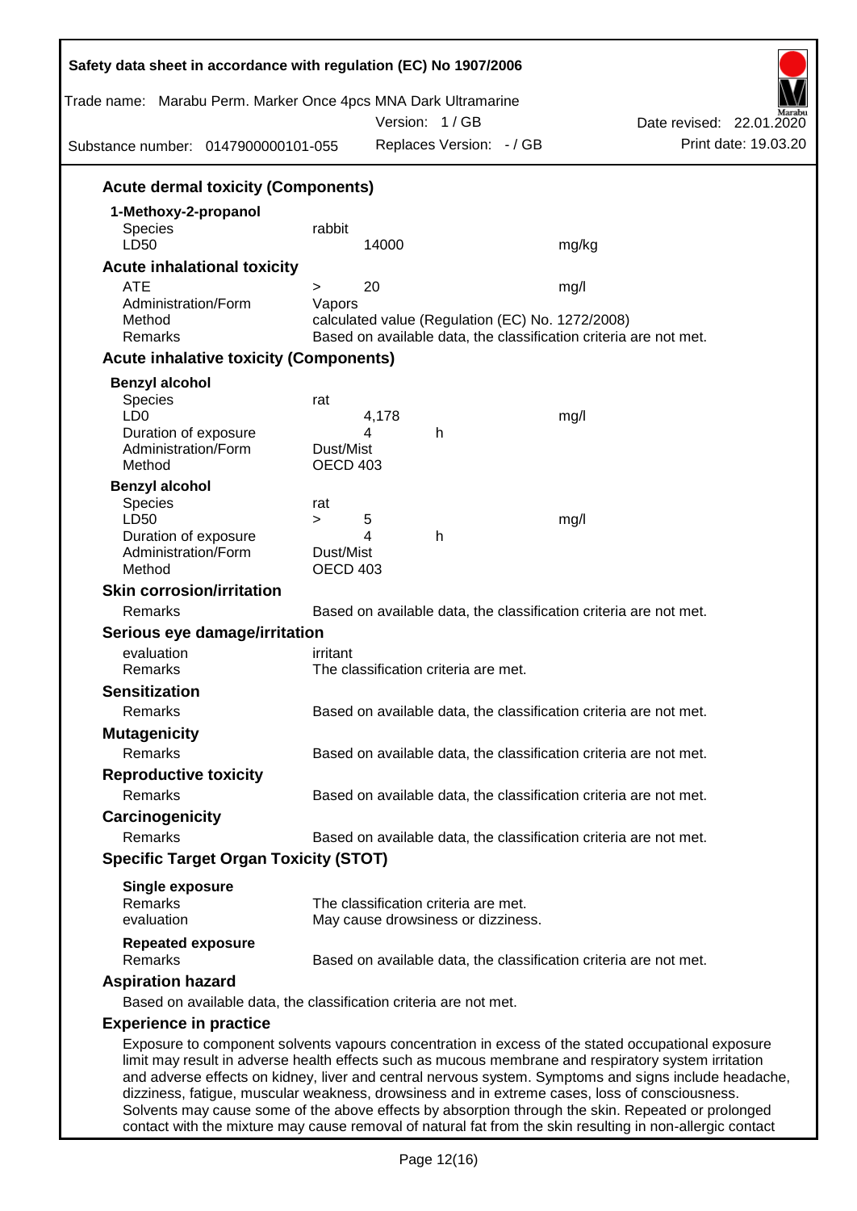### Acute dermal toxicity (Components)

**1-Methoxy-2-propanol**

| | | | |
|---|---|---|---|
| Species | rabbit | | |
| LD50 | 14000 | | mg/kg |

### Acute inhalational toxicity

| | | | |
|---|---|---|---|
| ATE | > 20 | | mg/l |
| Administration/Form | Vapors | | |
| Method | calculated value (Regulation (EC) No. 1272/2008) | | |
| Remarks | Based on available data, the classification criteria are not met. | | |

### Acute inhalative toxicity (Components)

**Benzyl alcohol**

| | | | |
|---|---|---|---|
| Species | rat | | |
| LD0 | 4,178 | | mg/l |
| Duration of exposure | 4 | h | |
| Administration/Form | Dust/Mist | | |
| Method | OECD 403 | | |

**Benzyl alcohol**

| | | | |
|---|---|---|---|
| Species | rat | | |
| LD50 | > 5 | | mg/l |
| Duration of exposure | 4 | h | |
| Administration/Form | Dust/Mist | | |
| Method | OECD 403 | | |

### Skin corrosion/irritation

Remarks: Based on available data, the classification criteria are not met.

### Serious eye damage/irritation

evaluation: irritant
Remarks: The classification criteria are met.

### Sensitization

Remarks: Based on available data, the classification criteria are not met.

### Mutagenicity

Remarks: Based on available data, the classification criteria are not met.

### Reproductive toxicity

Remarks: Based on available data, the classification criteria are not met.

### Carcinogenicity

Remarks: Based on available data, the classification criteria are not met.

### Specific Target Organ Toxicity (STOT)

**Single exposure**
Remarks: The classification criteria are met.
evaluation: May cause drowsiness or dizziness.

**Repeated exposure**
Remarks: Based on available data, the classification criteria are not met.

### Aspiration hazard

Based on available data, the classification criteria are not met.

### Experience in practice

Exposure to component solvents vapours concentration in excess of the stated occupational exposure limit may result in adverse health effects such as mucous membrane and respiratory system irritation and adverse effects on kidney, liver and central nervous system. Symptoms and signs include headache, dizziness, fatigue, muscular weakness, drowsiness and in extreme cases, loss of consciousness. Solvents may cause some of the above effects by absorption through the skin. Repeated or prolonged contact with the mixture may cause removal of natural fat from the skin resulting in non-allergic contact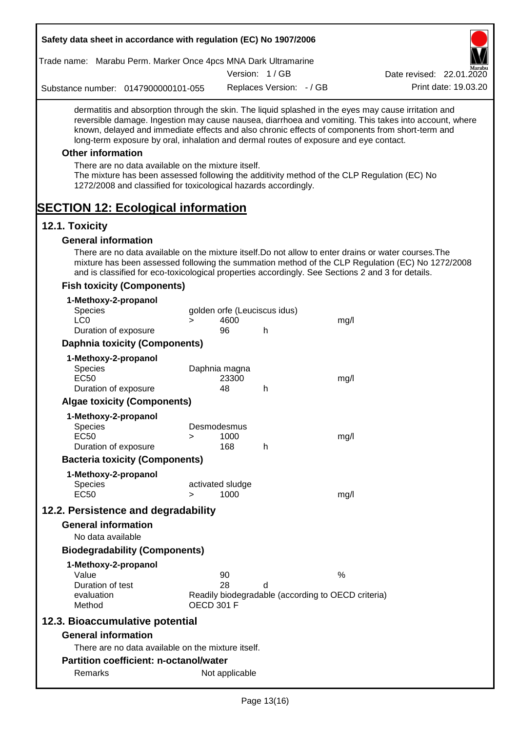dermatitis and absorption through the skin. The liquid splashed in the eyes may cause irritation and reversible damage. Ingestion may cause nausea, diarrhoea and vomiting. This takes into account, where known, delayed and immediate effects and also chronic effects of components from short-term and long-term exposure by oral, inhalation and dermal routes of exposure and eye contact.

### Other information

There are no data available on the mixture itself.
The mixture has been assessed following the additivity method of the CLP Regulation (EC) No 1272/2008 and classified for toxicological hazards accordingly.

# SECTION 12: Ecological information

## 12.1. Toxicity

### General information

There are no data available on the mixture itself.Do not allow to enter drains or water courses.The mixture has been assessed following the summation method of the CLP Regulation (EC) No 1272/2008 and is classified for eco-toxicological properties accordingly. See Sections 2 and 3 for details.

### Fish toxicity (Components)

**1-Methoxy-2-propanol**

| | | | | |
|---|---|---|---|---|
| Species | golden orfe (Leuciscus idus) | | | |
| LC0 | > | 4600 | | mg/l |
| Duration of exposure | | 96 | h | |

### Daphnia toxicity (Components)

**1-Methoxy-2-propanol**

| | | | | |
|---|---|---|---|---|
| Species | Daphnia magna | | | |
| EC50 | | 23300 | | mg/l |
| Duration of exposure | | 48 | h | |

### Algae toxicity (Components)

**1-Methoxy-2-propanol**

| | | | | |
|---|---|---|---|---|
| Species | Desmodesmus | | | |
| EC50 | > | 1000 | | mg/l |
| Duration of exposure | | 168 | h | |

### Bacteria toxicity (Components)

**1-Methoxy-2-propanol**

| | | | | |
|---|---|---|---|---|
| Species | activated sludge | | | |
| EC50 | > | 1000 | | mg/l |

## 12.2. Persistence and degradability

### General information

No data available

### Biodegradability (Components)

**1-Methoxy-2-propanol**

| | | | |
|---|---|---|---|
| Value | 90 | | % |
| Duration of test | 28 | d | |
| evaluation | Readily biodegradable (according to OECD criteria) | | |
| Method | OECD 301 F | | |

## 12.3. Bioaccumulative potential

### General information

There are no data available on the mixture itself.

### Partition coefficient: n-octanol/water

| | |
|---|---|
| Remarks | Not applicable |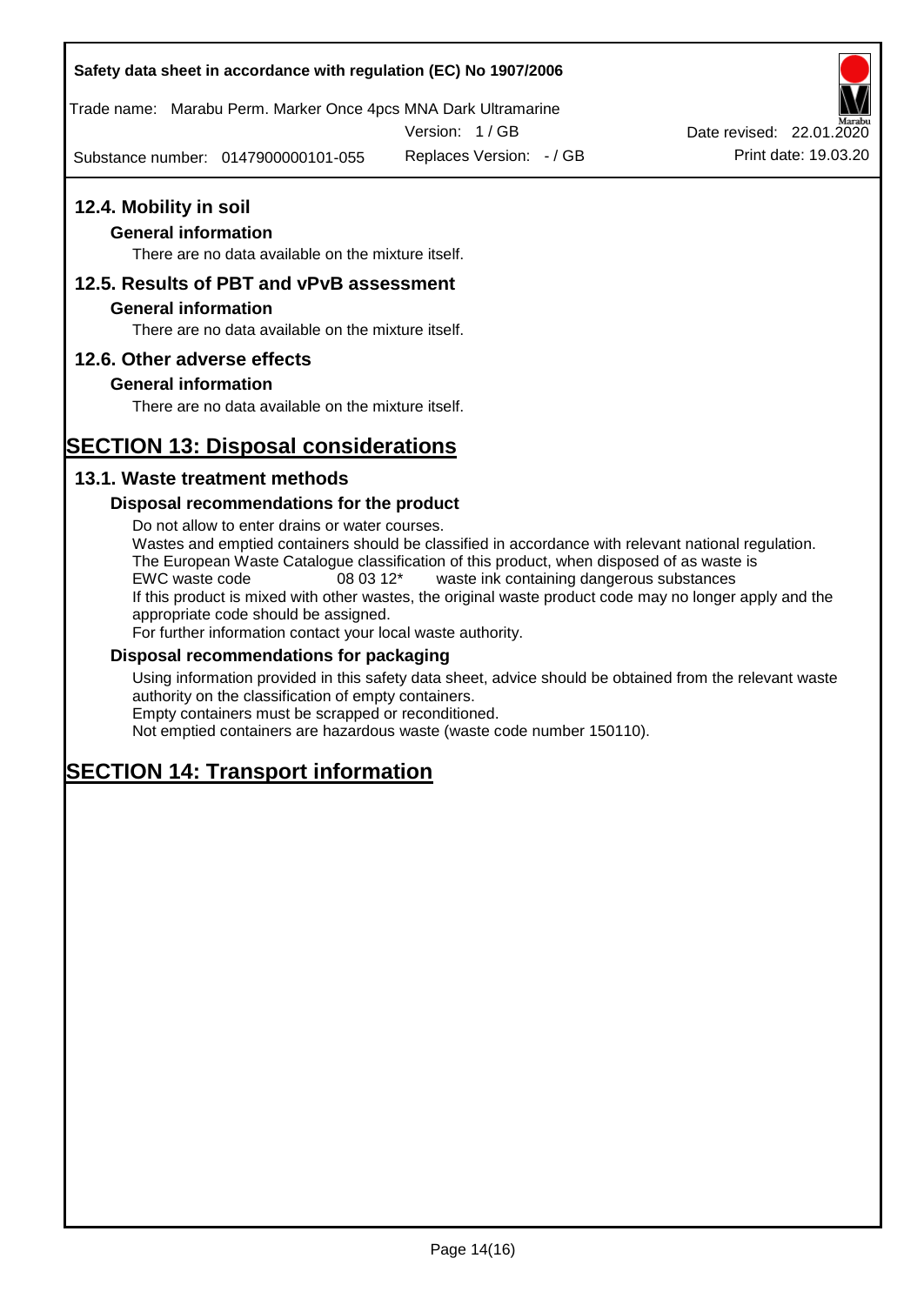## 12.4. Mobility in soil

### General information

There are no data available on the mixture itself.

## 12.5. Results of PBT and vPvB assessment

### General information

There are no data available on the mixture itself.

## 12.6. Other adverse effects

### General information

There are no data available on the mixture itself.

# SECTION 13: Disposal considerations

## 13.1. Waste treatment methods

### Disposal recommendations for the product

Do not allow to enter drains or water courses.
Wastes and emptied containers should be classified in accordance with relevant national regulation.
The European Waste Catalogue classification of this product, when disposed of as waste is
EWC waste code 08 03 12* waste ink containing dangerous substances
If this product is mixed with other wastes, the original waste product code may no longer apply and the appropriate code should be assigned.
For further information contact your local waste authority.

### Disposal recommendations for packaging

Using information provided in this safety data sheet, advice should be obtained from the relevant waste authority on the classification of empty containers.
Empty containers must be scrapped or reconditioned.
Not emptied containers are hazardous waste (waste code number 150110).

# SECTION 14: Transport information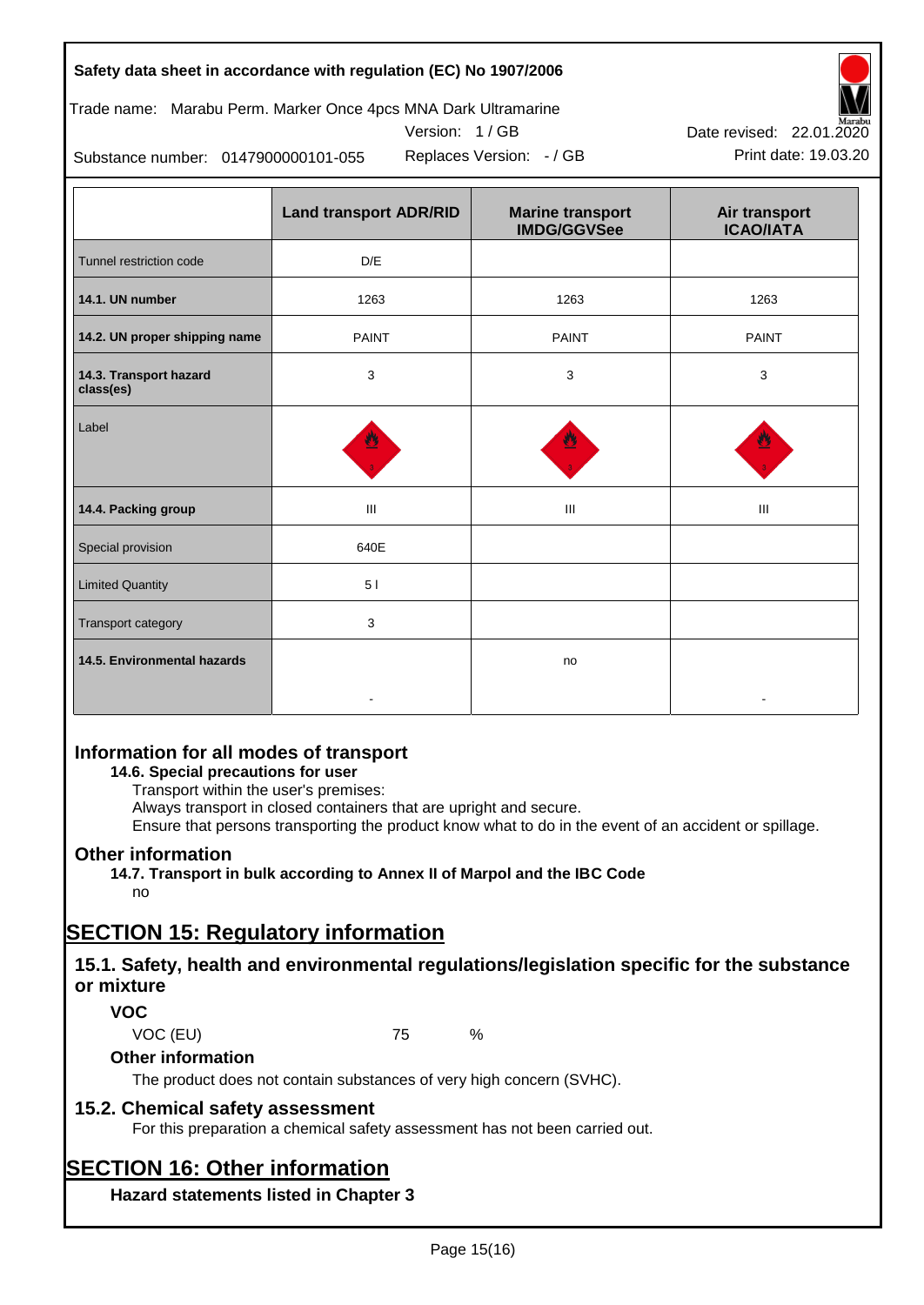| | Land transport ADR/RID | Marine transport IMDG/GGVSee | Air transport ICAO/IATA |
|---|---|---|---|
| Tunnel restriction code | D/E | | |
| **14.1. UN number** | 1263 | 1263 | 1263 |
| **14.2. UN proper shipping name** | PAINT | PAINT | PAINT |
| **14.3. Transport hazard class(es)** | 3 | 3 | 3 |
| Label | | | |
| **14.4. Packing group** | III | III | III |
| Special provision | 640E | | |
| Limited Quantity | 5 l | | |
| Transport category | 3 | | |
| **14.5. Environmental hazards** | - | no | - |

## Information for all modes of transport

### 14.6. Special precautions for user

Transport within the user's premises:
Always transport in closed containers that are upright and secure.
Ensure that persons transporting the product know what to do in the event of an accident or spillage.

## Other information

### 14.7. Transport in bulk according to Annex II of Marpol and the IBC Code

no

# SECTION 15: Regulatory information

## 15.1. Safety, health and environmental regulations/legislation specific for the substance or mixture

### VOC

VOC (EU) 75 %

### Other information

The product does not contain substances of very high concern (SVHC).

## 15.2. Chemical safety assessment

For this preparation a chemical safety assessment has not been carried out.

# SECTION 16: Other information

### Hazard statements listed in Chapter 3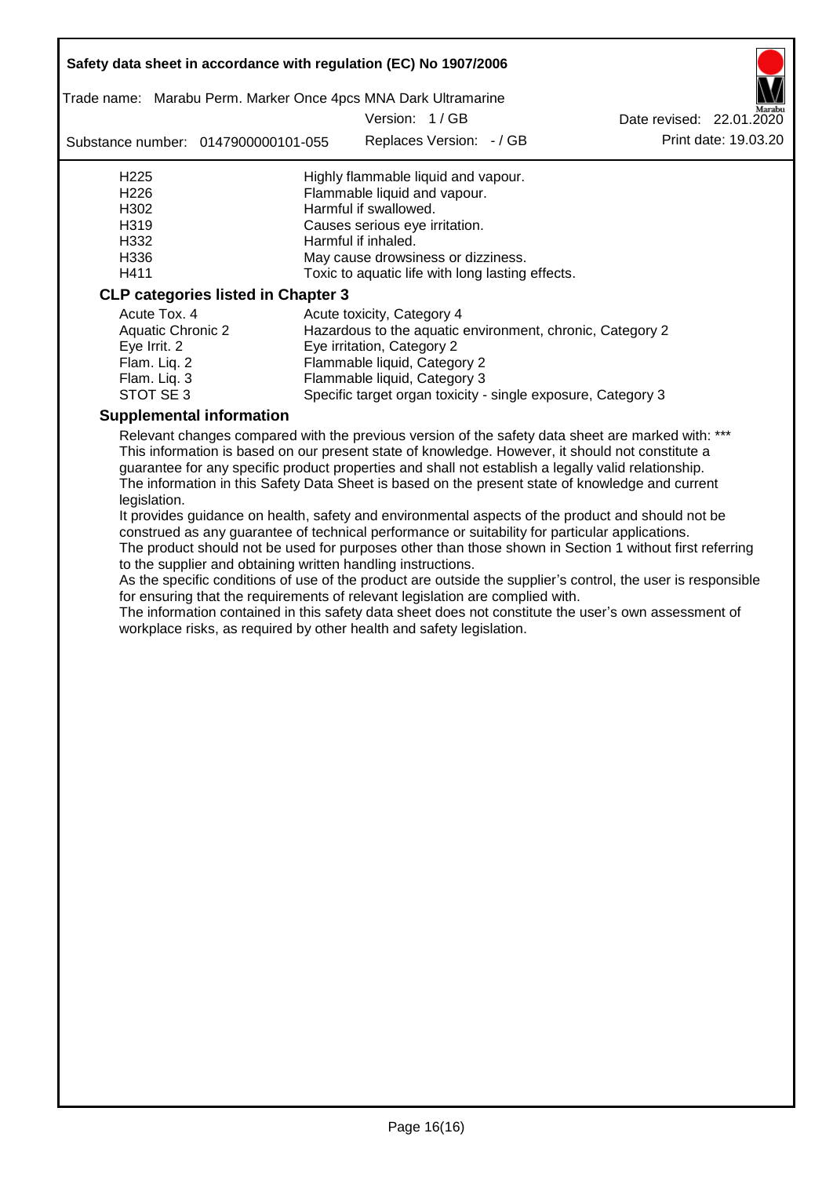| | |
|---|---|
| H225 | Highly flammable liquid and vapour. |
| H226 | Flammable liquid and vapour. |
| H302 | Harmful if swallowed. |
| H319 | Causes serious eye irritation. |
| H332 | Harmful if inhaled. |
| H336 | May cause drowsiness or dizziness. |
| H411 | Toxic to aquatic life with long lasting effects. |

## CLP categories listed in Chapter 3

| | |
|---|---|
| Acute Tox. 4 | Acute toxicity, Category 4 |
| Aquatic Chronic 2 | Hazardous to the aquatic environment, chronic, Category 2 |
| Eye Irrit. 2 | Eye irritation, Category 2 |
| Flam. Liq. 2 | Flammable liquid, Category 2 |
| Flam. Liq. 3 | Flammable liquid, Category 3 |
| STOT SE 3 | Specific target organ toxicity - single exposure, Category 3 |

## Supplemental information

Relevant changes compared with the previous version of the safety data sheet are marked with: ***
This information is based on our present state of knowledge. However, it should not constitute a guarantee for any specific product properties and shall not establish a legally valid relationship.
The information in this Safety Data Sheet is based on the present state of knowledge and current legislation.
It provides guidance on health, safety and environmental aspects of the product and should not be construed as any guarantee of technical performance or suitability for particular applications.
The product should not be used for purposes other than those shown in Section 1 without first referring to the supplier and obtaining written handling instructions.
As the specific conditions of use of the product are outside the supplier's control, the user is responsible for ensuring that the requirements of relevant legislation are complied with.
The information contained in this safety data sheet does not constitute the user's own assessment of workplace risks, as required by other health and safety legislation.